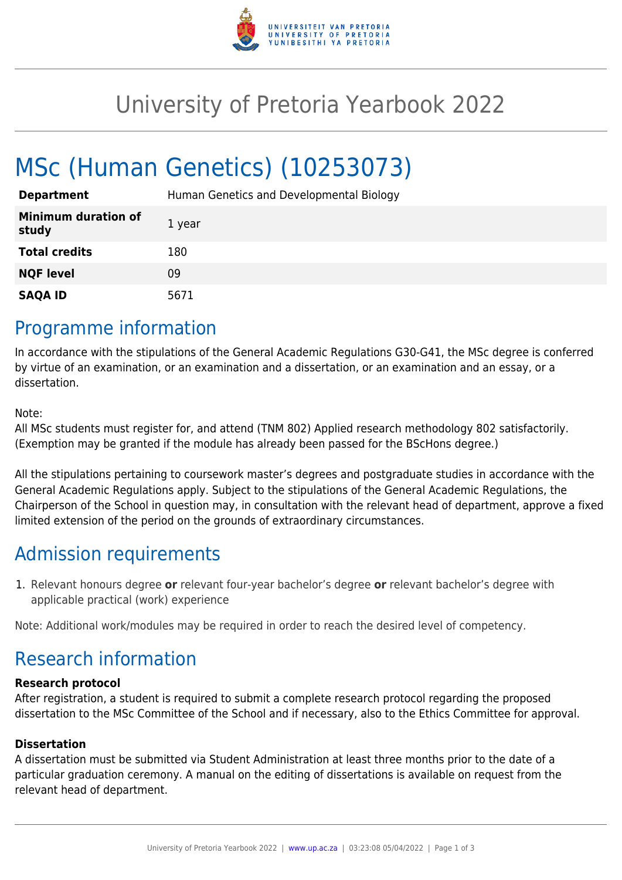# University of Pretoria Yearbook 2022

# MSc (Human Genetics) (10253073)

| | |
|---|---|
| **Department** | Human Genetics and Developmental Biology |
| **Minimum duration of study** | 1 year |
| **Total credits** | 180 |
| **NQF level** | 09 |
| **SAQA ID** | 5671 |

## Programme information

In accordance with the stipulations of the General Academic Regulations G30-G41, the MSc degree is conferred by virtue of an examination, or an examination and a dissertation, or an examination and an essay, or a dissertation.

Note:
All MSc students must register for, and attend (TNM 802) Applied research methodology 802 satisfactorily. (Exemption may be granted if the module has already been passed for the BScHons degree.)

All the stipulations pertaining to coursework master's degrees and postgraduate studies in accordance with the General Academic Regulations apply. Subject to the stipulations of the General Academic Regulations, the Chairperson of the School in question may, in consultation with the relevant head of department, approve a fixed limited extension of the period on the grounds of extraordinary circumstances.

## Admission requirements

1. Relevant honours degree **or** relevant four-year bachelor's degree **or** relevant bachelor's degree with applicable practical (work) experience

Note: Additional work/modules may be required in order to reach the desired level of competency.

## Research information

**Research protocol**
After registration, a student is required to submit a complete research protocol regarding the proposed dissertation to the MSc Committee of the School and if necessary, also to the Ethics Committee for approval.

**Dissertation**
A dissertation must be submitted via Student Administration at least three months prior to the date of a particular graduation ceremony. A manual on the editing of dissertations is available on request from the relevant head of department.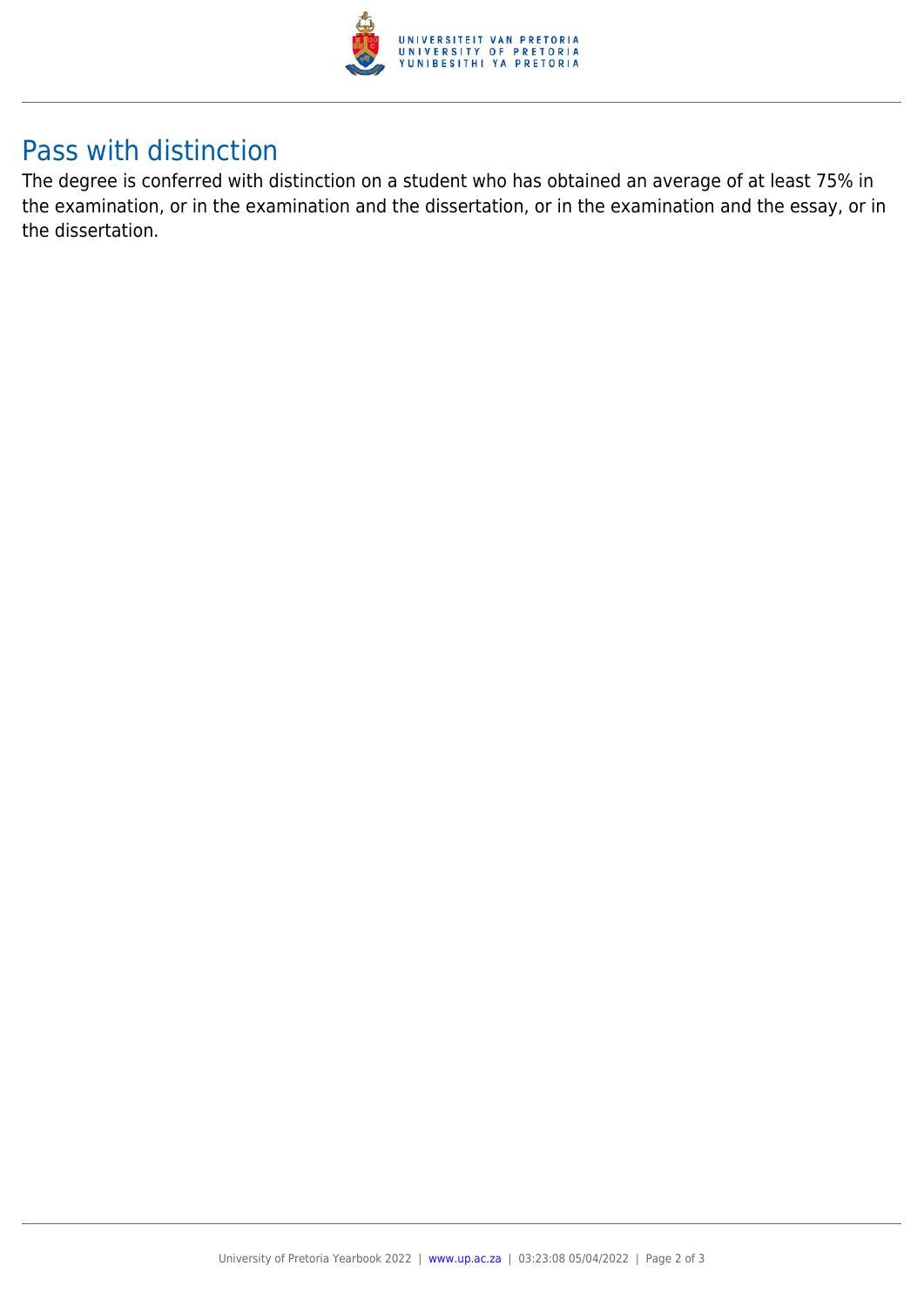## Pass with distinction

The degree is conferred with distinction on a student who has obtained an average of at least 75% in the examination, or in the examination and the dissertation, or in the examination and the essay, or in the dissertation.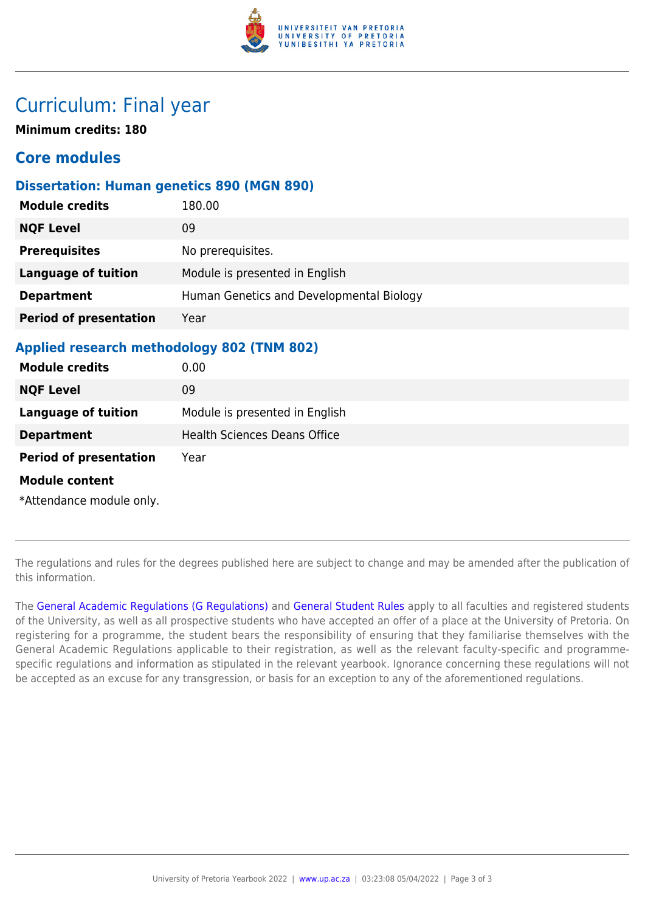# Curriculum: Final year

**Minimum credits: 180**

## Core modules

### Dissertation: Human genetics 890 (MGN 890)

| | |
|---|---|
| **Module credits** | 180.00 |
| **NQF Level** | 09 |
| **Prerequisites** | No prerequisites. |
| **Language of tuition** | Module is presented in English |
| **Department** | Human Genetics and Developmental Biology |
| **Period of presentation** | Year |

### Applied research methodology 802 (TNM 802)

| | |
|---|---|
| **Module credits** | 0.00 |
| **NQF Level** | 09 |
| **Language of tuition** | Module is presented in English |
| **Department** | Health Sciences Deans Office |
| **Period of presentation** | Year |

**Module content**

*Attendance module only.

The regulations and rules for the degrees published here are subject to change and may be amended after the publication of this information.

The General Academic Regulations (G Regulations) and General Student Rules apply to all faculties and registered students of the University, as well as all prospective students who have accepted an offer of a place at the University of Pretoria. On registering for a programme, the student bears the responsibility of ensuring that they familiarise themselves with the General Academic Regulations applicable to their registration, as well as the relevant faculty-specific and programme-specific regulations and information as stipulated in the relevant yearbook. Ignorance concerning these regulations will not be accepted as an excuse for any transgression, or basis for an exception to any of the aforementioned regulations.